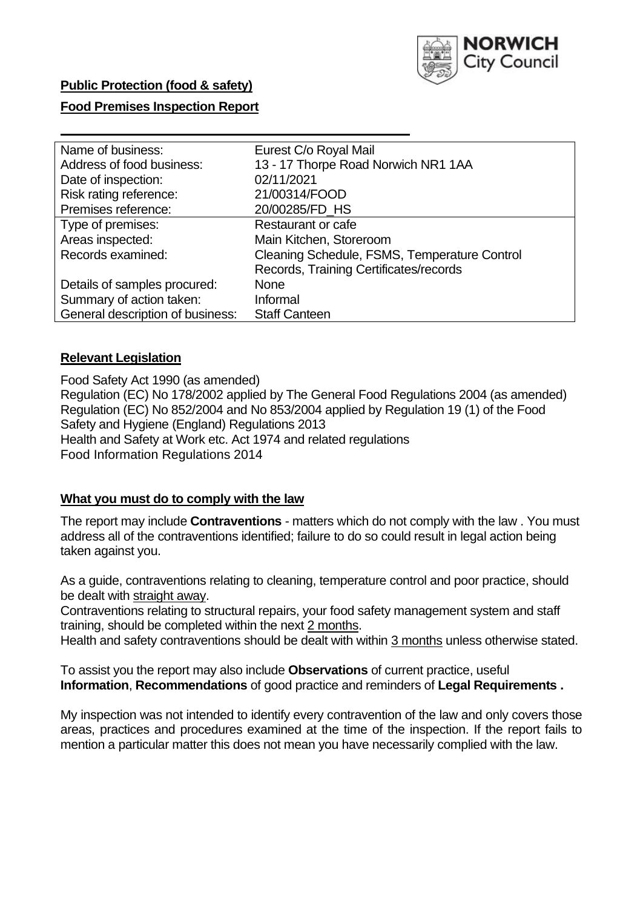**Public Protection (food & safety)**

**Food Premises Inspection Report**

| | |
|---|---|
| Name of business: | Eurest C/o Royal Mail |
| Address of food business: | 13 - 17 Thorpe Road Norwich NR1 1AA |
| Date of inspection: | 02/11/2021 |
| Risk rating reference: | 21/00314/FOOD |
| Premises reference: | 20/00285/FD_HS |
| Type of premises: | Restaurant or cafe |
| Areas inspected: | Main Kitchen, Storeroom |
| Records examined: | Cleaning Schedule, FSMS, Temperature Control Records, Training Certificates/records |
| Details of samples procured: | None |
| Summary of action taken: | Informal |
| General description of business: | Staff Canteen |

## **Relevant Legislation**

Food Safety Act 1990 (as amended)
Regulation (EC) No 178/2002 applied by The General Food Regulations 2004 (as amended)
Regulation (EC) No 852/2004 and No 853/2004 applied by Regulation 19 (1) of the Food Safety and Hygiene (England) Regulations 2013
Health and Safety at Work etc. Act 1974 and related regulations
Food Information Regulations 2014

## **What you must do to comply with the law**

The report may include **Contraventions** - matters which do not comply with the law . You must address all of the contraventions identified; failure to do so could result in legal action being taken against you.

As a guide, contraventions relating to cleaning, temperature control and poor practice, should be dealt with straight away.

Contraventions relating to structural repairs, your food safety management system and staff training, should be completed within the next 2 months.

Health and safety contraventions should be dealt with within 3 months unless otherwise stated.

To assist you the report may also include **Observations** of current practice, useful **Information**, **Recommendations** of good practice and reminders of **Legal Requirements .**

My inspection was not intended to identify every contravention of the law and only covers those areas, practices and procedures examined at the time of the inspection. If the report fails to mention a particular matter this does not mean you have necessarily complied with the law.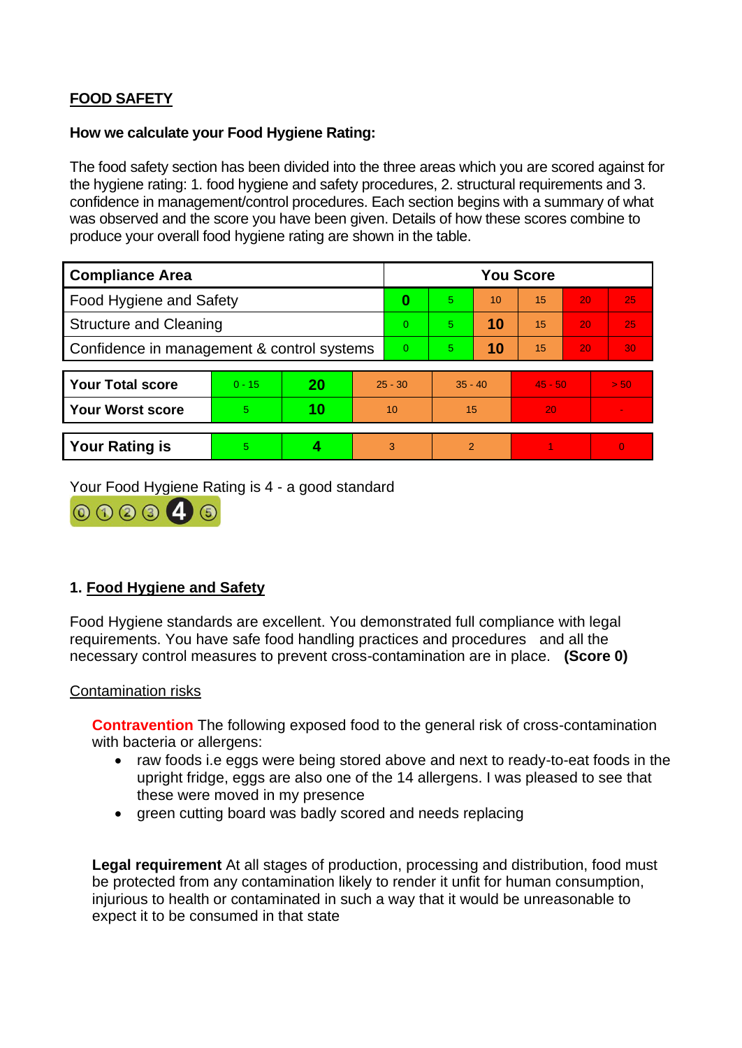**FOOD SAFETY**

**How we calculate your Food Hygiene Rating:**

The food safety section has been divided into the three areas which you are scored against for the hygiene rating: 1. food hygiene and safety procedures, 2. structural requirements and 3. confidence in management/control procedures. Each section begins with a summary of what was observed and the score you have been given. Details of how these scores combine to produce your overall food hygiene rating are shown in the table.

| Compliance Area | You Score | | | | | |
|---|---|---|---|---|---|---|
| Food Hygiene and Safety | **0** | 5 | 10 | 15 | 20 | 25 |
| Structure and Cleaning | 0 | 5 | **10** | 15 | 20 | 25 |
| Confidence in management & control systems | 0 | 5 | **10** | 15 | 20 | 30 |

| | | | | | | |
|---|---|---|---|---|---|---|
| **Your Total score** | 0 - 15 | **20** | 25 - 30 | 35 - 40 | 45 - 50 | > 50 |
| **Your Worst score** | 5 | **10** | 10 | 15 | 20 | - |
| **Your Rating is** | 5 | **4** | 3 | 2 | 1 | 0 |

Your Food Hygiene Rating is 4 - a good standard

## 1. Food Hygiene and Safety

Food Hygiene standards are excellent. You demonstrated full compliance with legal requirements. You have safe food handling practices and procedures and all the necessary control measures to prevent cross-contamination are in place. **(Score 0)**

Contamination risks

**Contravention** The following exposed food to the general risk of cross-contamination with bacteria or allergens:

- raw foods i.e eggs were being stored above and next to ready-to-eat foods in the upright fridge, eggs are also one of the 14 allergens. I was pleased to see that these were moved in my presence
- green cutting board was badly scored and needs replacing

**Legal requirement** At all stages of production, processing and distribution, food must be protected from any contamination likely to render it unfit for human consumption, injurious to health or contaminated in such a way that it would be unreasonable to expect it to be consumed in that state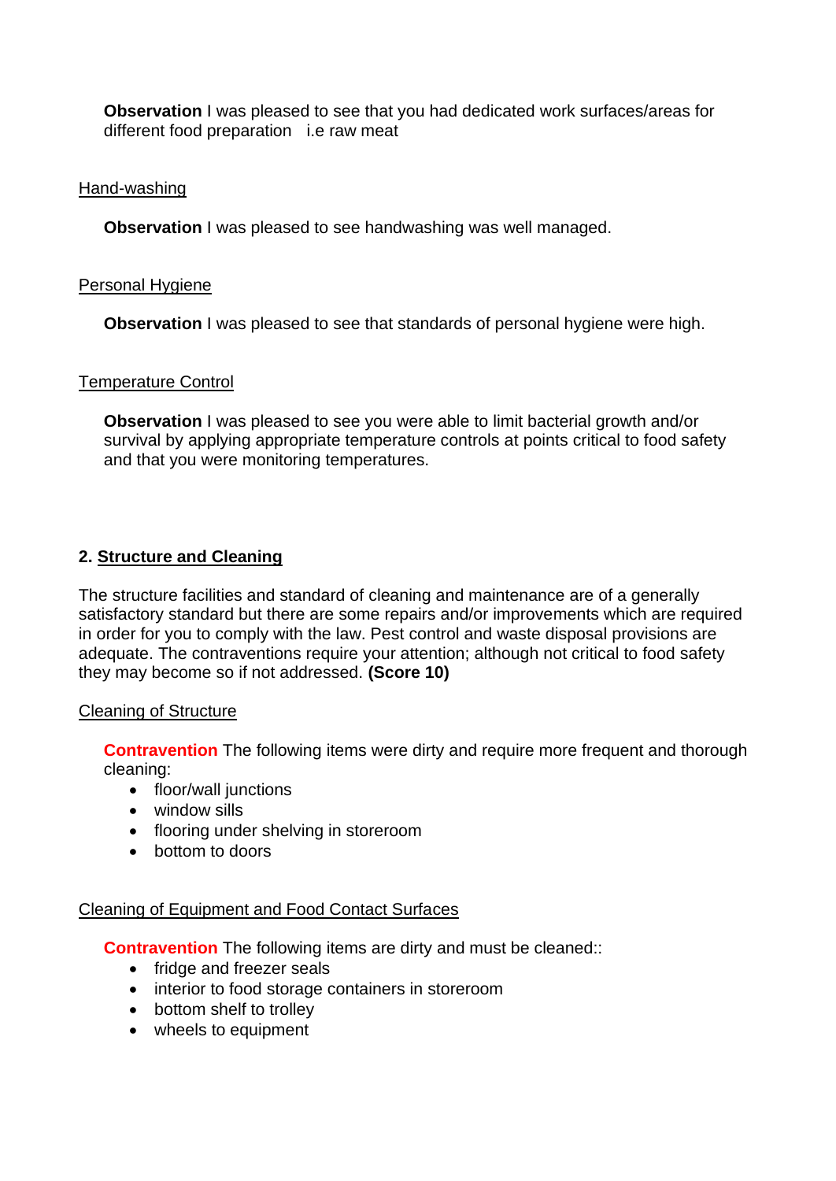**Observation** I was pleased to see that you had dedicated work surfaces/areas for different food preparation i.e raw meat

Hand-washing

**Observation** I was pleased to see handwashing was well managed.

Personal Hygiene

**Observation** I was pleased to see that standards of personal hygiene were high.

Temperature Control

**Observation** I was pleased to see you were able to limit bacterial growth and/or survival by applying appropriate temperature controls at points critical to food safety and that you were monitoring temperatures.

## 2. Structure and Cleaning

The structure facilities and standard of cleaning and maintenance are of a generally satisfactory standard but there are some repairs and/or improvements which are required in order for you to comply with the law. Pest control and waste disposal provisions are adequate. The contraventions require your attention; although not critical to food safety they may become so if not addressed. **(Score 10)**

Cleaning of Structure

**Contravention** The following items were dirty and require more frequent and thorough cleaning:

- floor/wall junctions
- window sills
- flooring under shelving in storeroom
- bottom to doors

Cleaning of Equipment and Food Contact Surfaces

**Contravention** The following items are dirty and must be cleaned::

- fridge and freezer seals
- interior to food storage containers in storeroom
- bottom shelf to trolley
- wheels to equipment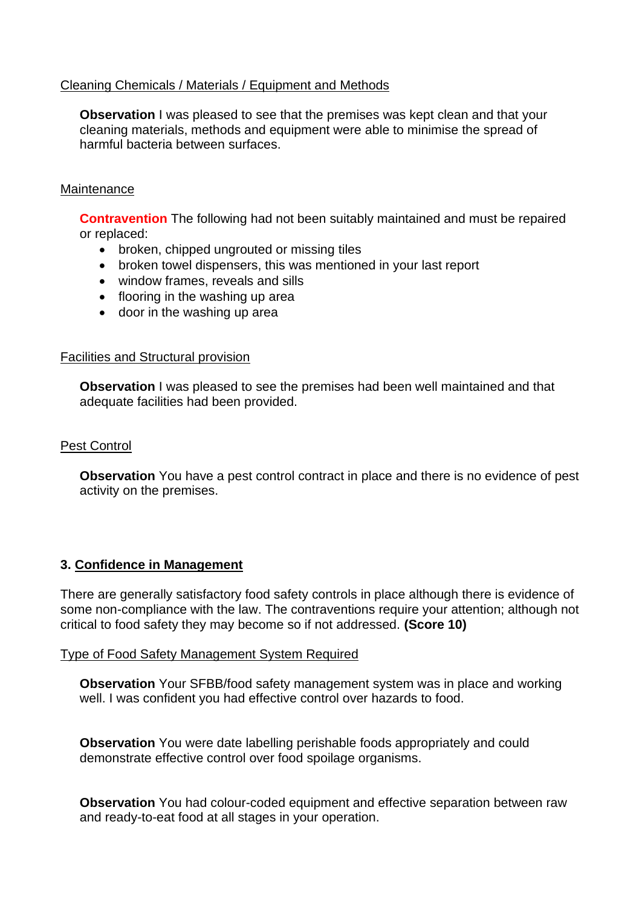Cleaning Chemicals / Materials / Equipment and Methods

**Observation** I was pleased to see that the premises was kept clean and that your cleaning materials, methods and equipment were able to minimise the spread of harmful bacteria between surfaces.

Maintenance

**Contravention** The following had not been suitably maintained and must be repaired or replaced:

- broken, chipped ungrouted or missing tiles
- broken towel dispensers, this was mentioned in your last report
- window frames, reveals and sills
- flooring in the washing up area
- door in the washing up area

Facilities and Structural provision

**Observation** I was pleased to see the premises had been well maintained and that adequate facilities had been provided.

Pest Control

**Observation** You have a pest control contract in place and there is no evidence of pest activity on the premises.

## 3. Confidence in Management

There are generally satisfactory food safety controls in place although there is evidence of some non-compliance with the law. The contraventions require your attention; although not critical to food safety they may become so if not addressed. **(Score 10)**

Type of Food Safety Management System Required

**Observation** Your SFBB/food safety management system was in place and working well. I was confident you had effective control over hazards to food.

**Observation** You were date labelling perishable foods appropriately and could demonstrate effective control over food spoilage organisms.

**Observation** You had colour-coded equipment and effective separation between raw and ready-to-eat food at all stages in your operation.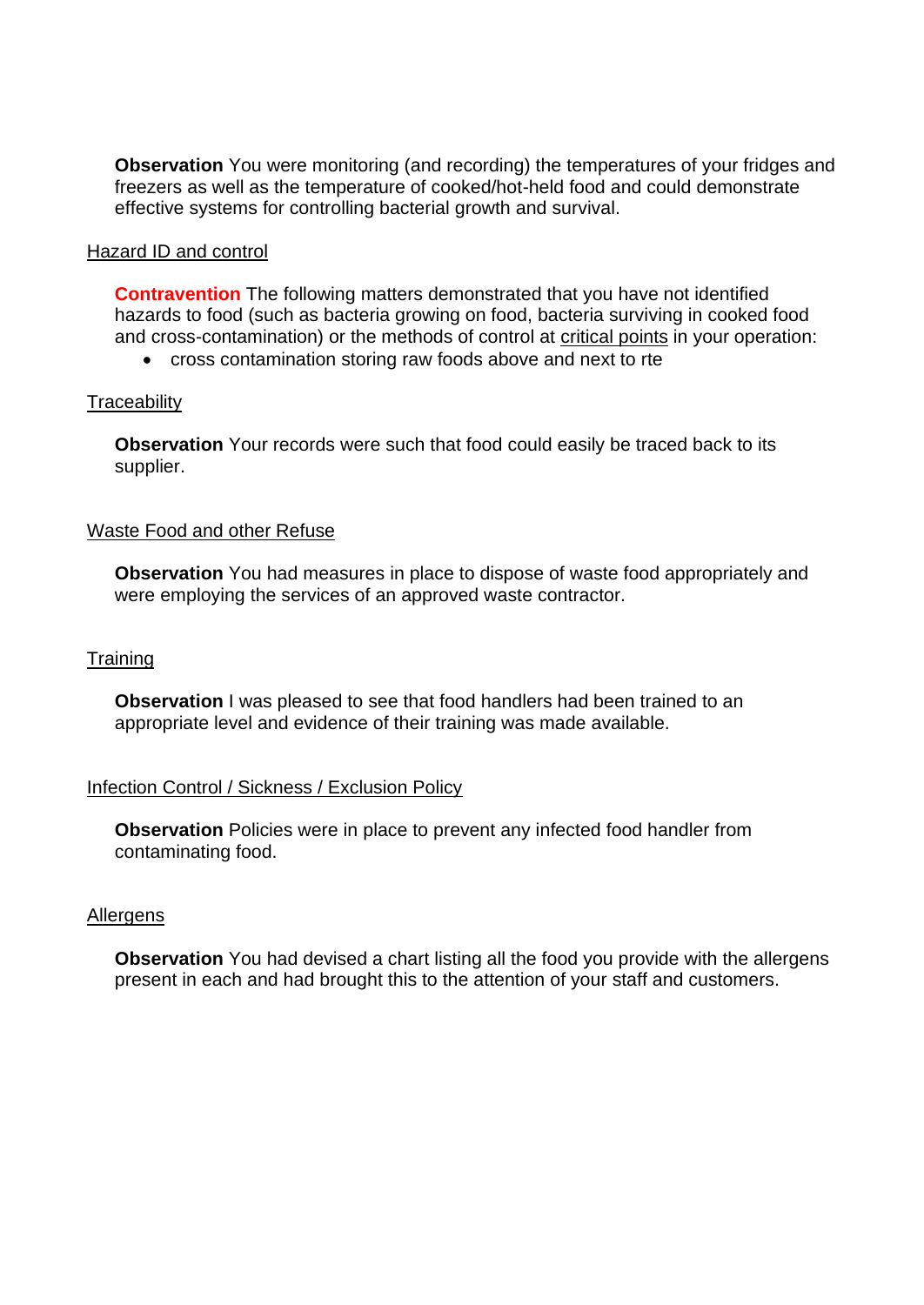**Observation** You were monitoring (and recording) the temperatures of your fridges and freezers as well as the temperature of cooked/hot-held food and could demonstrate effective systems for controlling bacterial growth and survival.

Hazard ID and control

**Contravention** The following matters demonstrated that you have not identified hazards to food (such as bacteria growing on food, bacteria surviving in cooked food and cross-contamination) or the methods of control at critical points in your operation:

- cross contamination storing raw foods above and next to rte

Traceability

**Observation** Your records were such that food could easily be traced back to its supplier.

Waste Food and other Refuse

**Observation** You had measures in place to dispose of waste food appropriately and were employing the services of an approved waste contractor.

Training

**Observation** I was pleased to see that food handlers had been trained to an appropriate level and evidence of their training was made available.

Infection Control / Sickness / Exclusion Policy

**Observation** Policies were in place to prevent any infected food handler from contaminating food.

Allergens

**Observation** You had devised a chart listing all the food you provide with the allergens present in each and had brought this to the attention of your staff and customers.